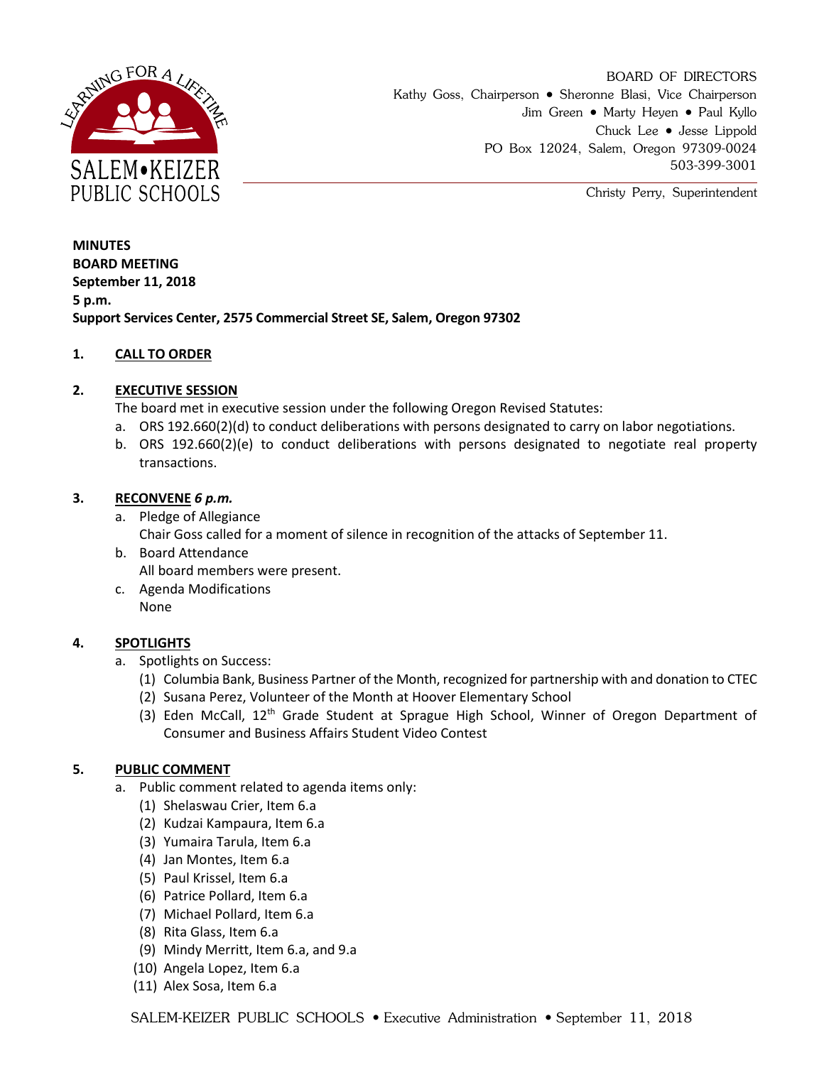SALEM•KEIZER PUBLIC SCHOOLS

LEARNING FOR A LIFETIME

BOARD OF DIRECTORS
Kathy Goss, Chairperson • Sheronne Blasi, Vice Chairperson
Jim Green • Marty Heyen • Paul Kyllo
Chuck Lee • Jesse Lippold
PO Box 12024, Salem, Oregon 97309-0024
503-399-3001

Christy Perry, Superintendent

**MINUTES**
**BOARD MEETING**
**September 11, 2018**
**5 p.m.**
**Support Services Center, 2575 Commercial Street SE, Salem, Oregon 97302**

**1. CALL TO ORDER**

**2. EXECUTIVE SESSION**

The board met in executive session under the following Oregon Revised Statutes:

a. ORS 192.660(2)(d) to conduct deliberations with persons designated to carry on labor negotiations.
b. ORS 192.660(2)(e) to conduct deliberations with persons designated to negotiate real property transactions.

**3. RECONVENE *6 p.m.***

a. Pledge of Allegiance
   Chair Goss called for a moment of silence in recognition of the attacks of September 11.
b. Board Attendance
   All board members were present.
c. Agenda Modifications
   None

**4. SPOTLIGHTS**

a. Spotlights on Success:
   (1) Columbia Bank, Business Partner of the Month, recognized for partnership with and donation to CTEC
   (2) Susana Perez, Volunteer of the Month at Hoover Elementary School
   (3) Eden McCall, 12th Grade Student at Sprague High School, Winner of Oregon Department of Consumer and Business Affairs Student Video Contest

**5. PUBLIC COMMENT**

a. Public comment related to agenda items only:
   (1) Shelaswau Crier, Item 6.a
   (2) Kudzai Kampaura, Item 6.a
   (3) Yumaira Tarula, Item 6.a
   (4) Jan Montes, Item 6.a
   (5) Paul Krissel, Item 6.a
   (6) Patrice Pollard, Item 6.a
   (7) Michael Pollard, Item 6.a
   (8) Rita Glass, Item 6.a
   (9) Mindy Merritt, Item 6.a, and 9.a
   (10) Angela Lopez, Item 6.a
   (11) Alex Sosa, Item 6.a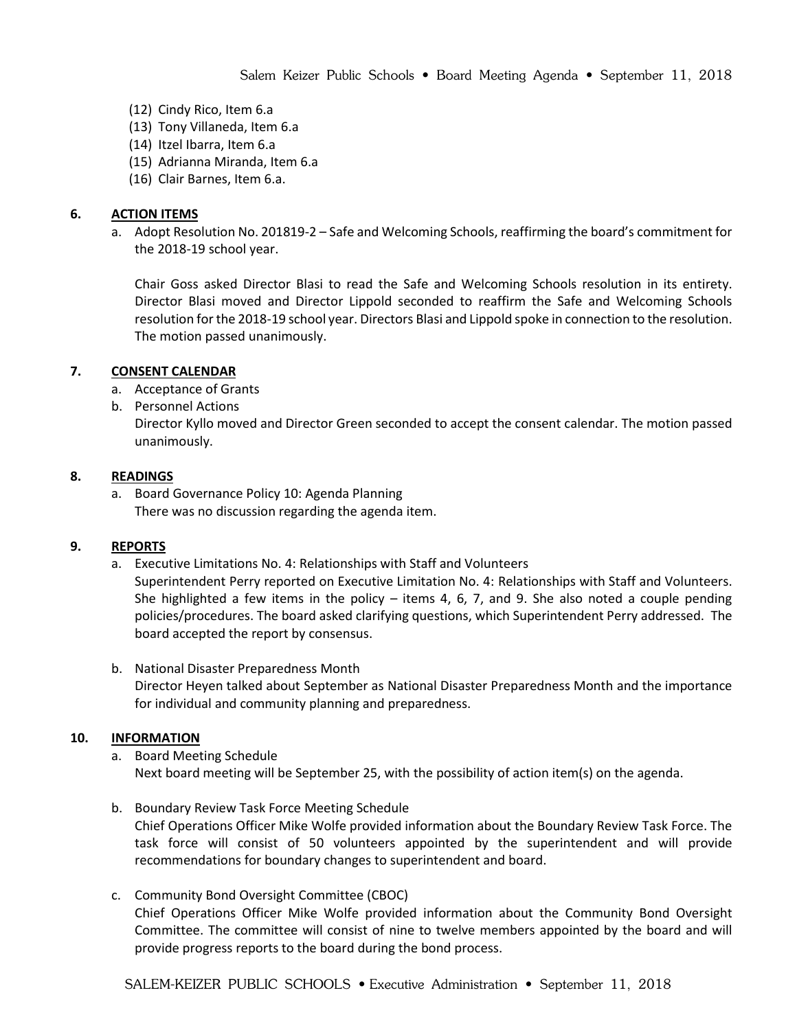(12) Cindy Rico, Item 6.a
(13) Tony Villaneda, Item 6.a
(14) Itzel Ibarra, Item 6.a
(15) Adrianna Miranda, Item 6.a
(16) Clair Barnes, Item 6.a.

## 6. ACTION ITEMS

a. Adopt Resolution No. 201819-2 – Safe and Welcoming Schools, reaffirming the board's commitment for the 2018-19 school year.

   Chair Goss asked Director Blasi to read the Safe and Welcoming Schools resolution in its entirety. Director Blasi moved and Director Lippold seconded to reaffirm the Safe and Welcoming Schools resolution for the 2018-19 school year. Directors Blasi and Lippold spoke in connection to the resolution. The motion passed unanimously.

## 7. CONSENT CALENDAR

a. Acceptance of Grants
b. Personnel Actions
   Director Kyllo moved and Director Green seconded to accept the consent calendar. The motion passed unanimously.

## 8. READINGS

a. Board Governance Policy 10: Agenda Planning
   There was no discussion regarding the agenda item.

## 9. REPORTS

a. Executive Limitations No. 4: Relationships with Staff and Volunteers
   Superintendent Perry reported on Executive Limitation No. 4: Relationships with Staff and Volunteers. She highlighted a few items in the policy – items 4, 6, 7, and 9. She also noted a couple pending policies/procedures. The board asked clarifying questions, which Superintendent Perry addressed. The board accepted the report by consensus.

b. National Disaster Preparedness Month
   Director Heyen talked about September as National Disaster Preparedness Month and the importance for individual and community planning and preparedness.

## 10. INFORMATION

a. Board Meeting Schedule
   Next board meeting will be September 25, with the possibility of action item(s) on the agenda.

b. Boundary Review Task Force Meeting Schedule
   Chief Operations Officer Mike Wolfe provided information about the Boundary Review Task Force. The task force will consist of 50 volunteers appointed by the superintendent and will provide recommendations for boundary changes to superintendent and board.

c. Community Bond Oversight Committee (CBOC)
   Chief Operations Officer Mike Wolfe provided information about the Community Bond Oversight Committee. The committee will consist of nine to twelve members appointed by the board and will provide progress reports to the board during the bond process.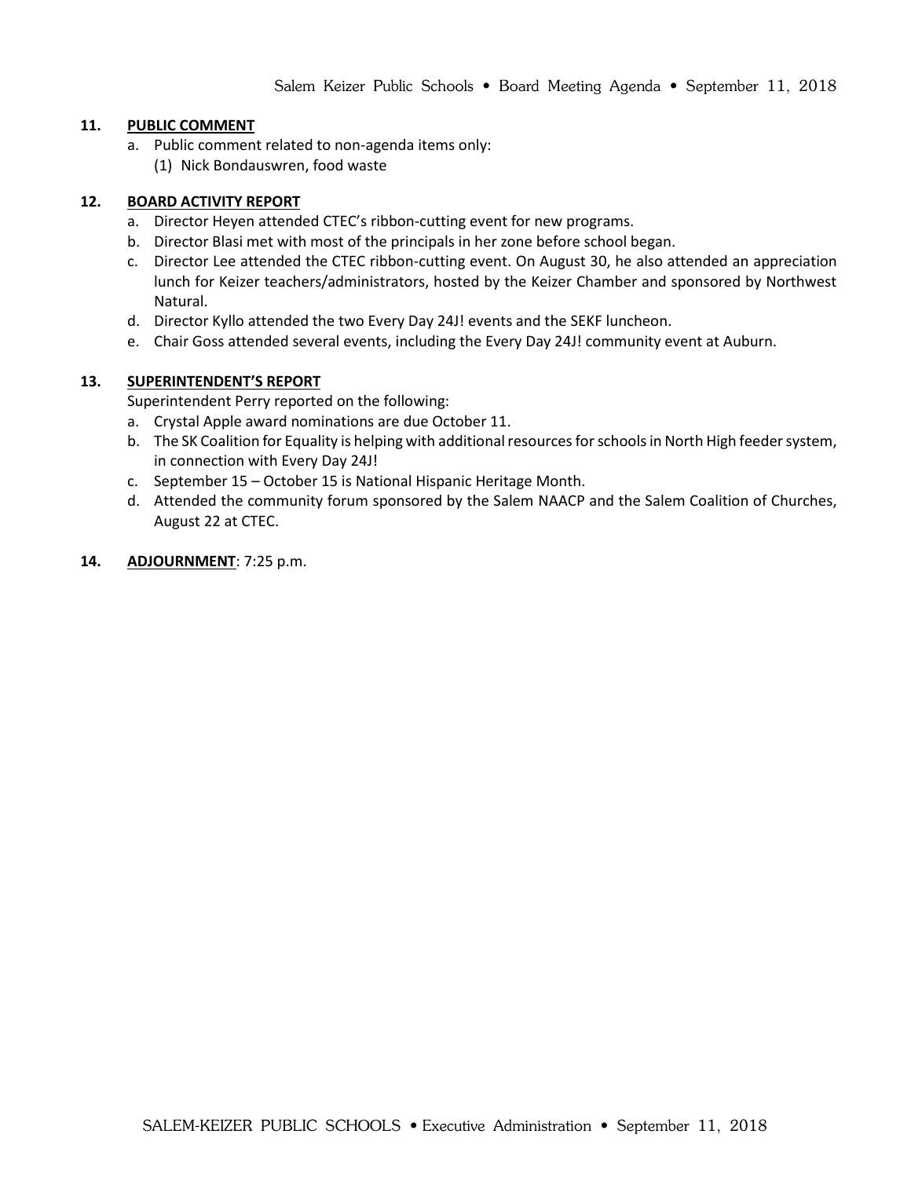**11. PUBLIC COMMENT**

a. Public comment related to non-agenda items only:
   (1) Nick Bondauswren, food waste

**12. BOARD ACTIVITY REPORT**

a. Director Heyen attended CTEC's ribbon-cutting event for new programs.
b. Director Blasi met with most of the principals in her zone before school began.
c. Director Lee attended the CTEC ribbon-cutting event. On August 30, he also attended an appreciation lunch for Keizer teachers/administrators, hosted by the Keizer Chamber and sponsored by Northwest Natural.
d. Director Kyllo attended the two Every Day 24J! events and the SEKF luncheon.
e. Chair Goss attended several events, including the Every Day 24J! community event at Auburn.

**13. SUPERINTENDENT'S REPORT**

Superintendent Perry reported on the following:

a. Crystal Apple award nominations are due October 11.
b. The SK Coalition for Equality is helping with additional resources for schools in North High feeder system, in connection with Every Day 24J!
c. September 15 – October 15 is National Hispanic Heritage Month.
d. Attended the community forum sponsored by the Salem NAACP and the Salem Coalition of Churches, August 22 at CTEC.

**14. ADJOURNMENT**: 7:25 p.m.